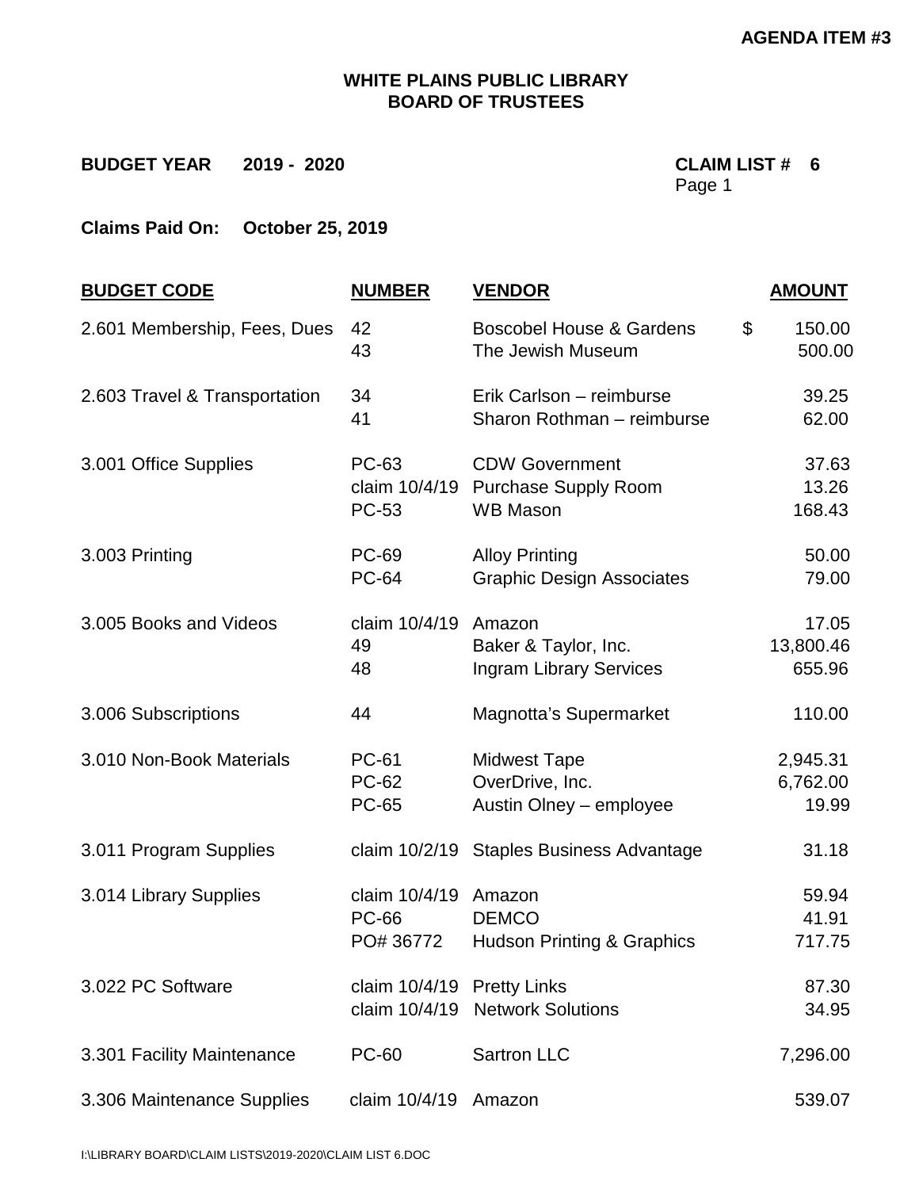**AGENDA ITEM #3**

## WHITE PLAINS PUBLIC LIBRARY
## BOARD OF TRUSTEES

**BUDGET YEAR 2019 - 2020** **CLAIM LIST # 6**
Page 1

**Claims Paid On: October 25, 2019**

| BUDGET CODE | NUMBER | VENDOR | AMOUNT |
|---|---|---|---|
| 2.601 Membership, Fees, Dues | 42 | Boscobel House & Gardens | $ 150.00 |
| | 43 | The Jewish Museum | 500.00 |
| 2.603 Travel & Transportation | 34 | Erik Carlson – reimburse | 39.25 |
| | 41 | Sharon Rothman – reimburse | 62.00 |
| 3.001 Office Supplies | PC-63 | CDW Government | 37.63 |
| | claim 10/4/19 | Purchase Supply Room | 13.26 |
| | PC-53 | WB Mason | 168.43 |
| 3.003 Printing | PC-69 | Alloy Printing | 50.00 |
| | PC-64 | Graphic Design Associates | 79.00 |
| 3.005 Books and Videos | claim 10/4/19 | Amazon | 17.05 |
| | 49 | Baker & Taylor, Inc. | 13,800.46 |
| | 48 | Ingram Library Services | 655.96 |
| 3.006 Subscriptions | 44 | Magnotta's Supermarket | 110.00 |
| 3.010 Non-Book Materials | PC-61 | Midwest Tape | 2,945.31 |
| | PC-62 | OverDrive, Inc. | 6,762.00 |
| | PC-65 | Austin Olney – employee | 19.99 |
| 3.011 Program Supplies | claim 10/2/19 | Staples Business Advantage | 31.18 |
| 3.014 Library Supplies | claim 10/4/19 | Amazon | 59.94 |
| | PC-66 | DEMCO | 41.91 |
| | PO# 36772 | Hudson Printing & Graphics | 717.75 |
| 3.022 PC Software | claim 10/4/19 | Pretty Links | 87.30 |
| | claim 10/4/19 | Network Solutions | 34.95 |
| 3.301 Facility Maintenance | PC-60 | Sartron LLC | 7,296.00 |
| 3.306 Maintenance Supplies | claim 10/4/19 | Amazon | 539.07 |

I:\LIBRARY BOARD\CLAIM LISTS\2019-2020\CLAIM LIST 6.DOC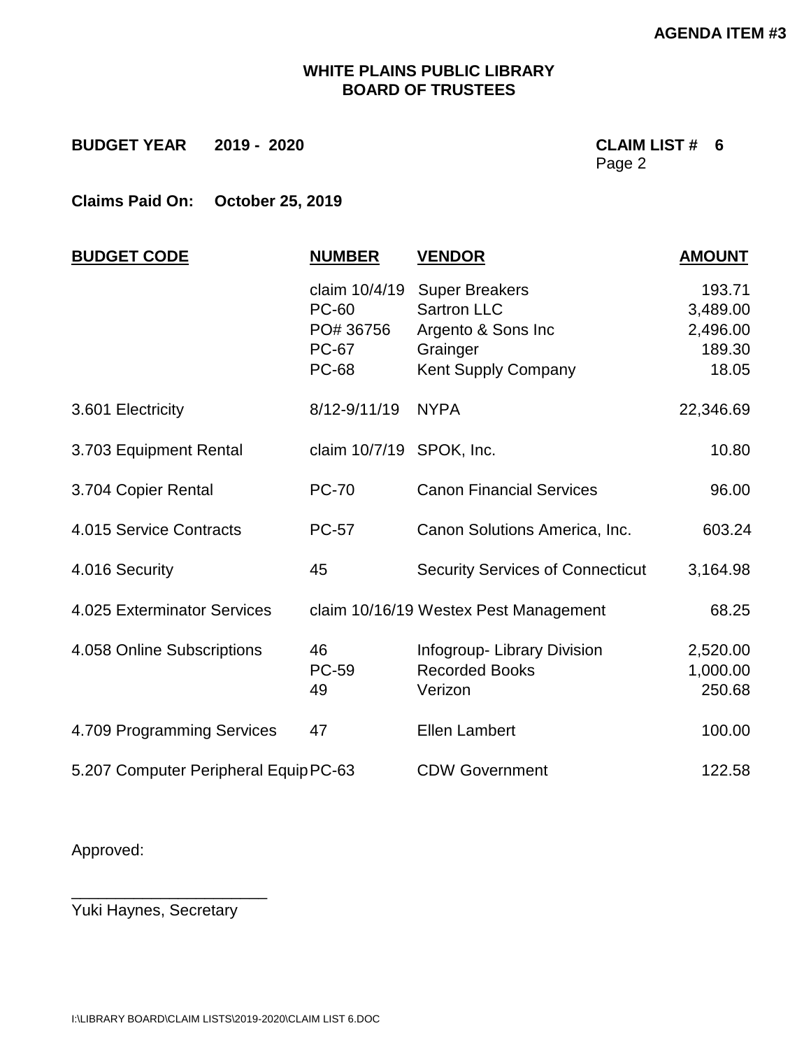**AGENDA ITEM #3**

**WHITE PLAINS PUBLIC LIBRARY**
**BOARD OF TRUSTEES**

**BUDGET YEAR 2019 - 2020** **CLAIM LIST # 6**
Page 2

**Claims Paid On: October 25, 2019**

| BUDGET CODE | NUMBER | VENDOR | AMOUNT |
|---|---|---|---|
| | claim 10/4/19 | Super Breakers | 193.71 |
| | PC-60 | Sartron LLC | 3,489.00 |
| | PO# 36756 | Argento & Sons Inc | 2,496.00 |
| | PC-67 | Grainger | 189.30 |
| | PC-68 | Kent Supply Company | 18.05 |
| 3.601 Electricity | 8/12-9/11/19 | NYPA | 22,346.69 |
| 3.703 Equipment Rental | claim 10/7/19 | SPOK, Inc. | 10.80 |
| 3.704 Copier Rental | PC-70 | Canon Financial Services | 96.00 |
| 4.015 Service Contracts | PC-57 | Canon Solutions America, Inc. | 603.24 |
| 4.016 Security | 45 | Security Services of Connecticut | 3,164.98 |
| 4.025 Exterminator Services | claim 10/16/19 | Westex Pest Management | 68.25 |
| 4.058 Online Subscriptions | 46 | Infogroup- Library Division | 2,520.00 |
| | PC-59 | Recorded Books | 1,000.00 |
| | 49 | Verizon | 250.68 |
| 4.709 Programming Services | 47 | Ellen Lambert | 100.00 |
| 5.207 Computer Peripheral Equip | PC-63 | CDW Government | 122.58 |

Approved:

______________________
Yuki Haynes, Secretary

I:\LIBRARY BOARD\CLAIM LISTS\2019-2020\CLAIM LIST 6.DOC